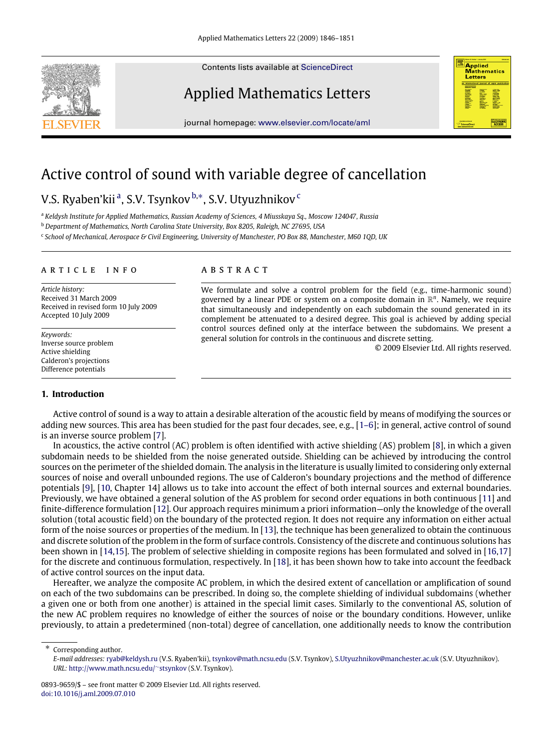Contents lists available at ScienceDirect

# Applied Mathematics Letters

journal homepage: www.elsevier.com/locate/aml

# Active control of sound with variable degree of cancellation

V.S. Ryaben'kii [a], S.V. Tsynkov [b,*], S.V. Utyuzhnikov [c]

[a] Keldysh Institute for Applied Mathematics, Russian Academy of Sciences, 4 Miusskaya Sq., Moscow 124047, Russia
[b] Department of Mathematics, North Carolina State University, Box 8205, Raleigh, NC 27695, USA
[c] School of Mechanical, Aerospace & Civil Engineering, University of Manchester, PO Box 88, Manchester, M60 1QD, UK

**ARTICLE INFO**

*Article history:*
Received 31 March 2009
Received in revised form 10 July 2009
Accepted 10 July 2009

*Keywords:*
Inverse source problem
Active shielding
Calderon's projections
Difference potentials

**ABSTRACT**

We formulate and solve a control problem for the field (e.g., time-harmonic sound) governed by a linear PDE or system on a composite domain in $\mathbb{R}^n$. Namely, we require that simultaneously and independently on each subdomain the sound generated in its complement be attenuated to a desired degree. This goal is achieved by adding special control sources defined only at the interface between the subdomains. We present a general solution for controls in the continuous and discrete setting.

© 2009 Elsevier Ltd. All rights reserved.

## 1. Introduction

Active control of sound is a way to attain a desirable alteration of the acoustic field by means of modifying the sources or adding new sources. This area has been studied for the past four decades, see, e.g., [1–6]; in general, active control of sound is an inverse source problem [7].

In acoustics, the active control (AC) problem is often identified with active shielding (AS) problem [8], in which a given subdomain needs to be shielded from the noise generated outside. Shielding can be achieved by introducing the control sources on the perimeter of the shielded domain. The analysis in the literature is usually limited to considering only external sources of noise and overall unbounded regions. The use of Calderon's boundary projections and the method of difference potentials [9], [10, Chapter 14] allows us to take into account the effect of both internal sources and external boundaries. Previously, we have obtained a general solution of the AS problem for second order equations in both continuous [11] and finite-difference formulation [12]. Our approach requires minimum a priori information—only the knowledge of the overall solution (total acoustic field) on the boundary of the protected region. It does not require any information on either actual form of the noise sources or properties of the medium. In [13], the technique has been generalized to obtain the continuous and discrete solution of the problem in the form of surface controls. Consistency of the discrete and continuous solutions has been shown in [14,15]. The problem of selective shielding in composite regions has been formulated and solved in [16,17] for the discrete and continuous formulation, respectively. In [18], it has been shown how to take into account the feedback of active control sources on the input data.

Hereafter, we analyze the composite AC problem, in which the desired extent of cancellation or amplification of sound on each of the two subdomains can be prescribed. In doing so, the complete shielding of individual subdomains (whether a given one or both from one another) is attained in the special limit cases. Similarly to the conventional AS, solution of the new AC problem requires no knowledge of either the sources of noise or the boundary conditions. However, unlike previously, to attain a predetermined (non-total) degree of cancellation, one additionally needs to know the contribution

---

* Corresponding author.
*E-mail addresses:* ryab@keldysh.ru (V.S. Ryaben'kii), tsynkov@math.ncsu.edu (S.V. Tsynkov), S.Utyuzhnikov@manchester.ac.uk (S.V. Utyuzhnikov).
*URL:* http://www.math.ncsu.edu/~stsynkov (S.V. Tsynkov).

0893-9659/$ – see front matter © 2009 Elsevier Ltd. All rights reserved.
doi:10.1016/j.aml.2009.07.010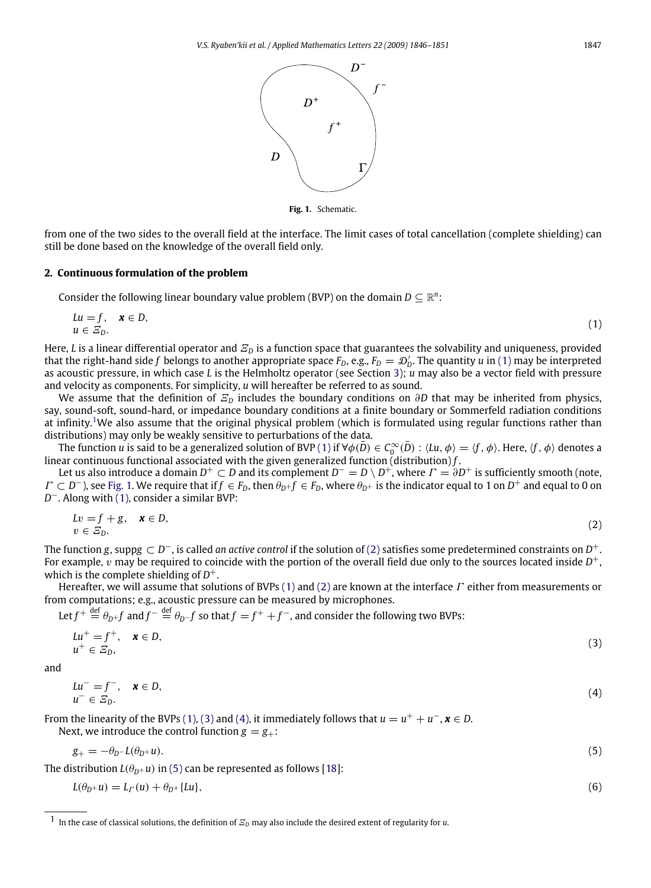**Fig. 1.** Schematic.

from one of the two sides to the overall field at the interface. The limit cases of total cancellation (complete shielding) can still be done based on the knowledge of the overall field only.

## 2. Continuous formulation of the problem

Consider the following linear boundary value problem (BVP) on the domain $D \subseteq \mathbb{R}^n$:

$$
\begin{aligned}
&Lu = f, \quad \boldsymbol{x} \in D, \\
&u \in \Xi_D.
\end{aligned}
\tag{1}
$$

Here, $L$ is a linear differential operator and $\Xi_D$ is a function space that guarantees the solvability and uniqueness, provided that the right-hand side $f$ belongs to another appropriate space $F_D$, e.g., $F_D = \mathcal{D}'_D$. The quantity $u$ in (1) may be interpreted as acoustic pressure, in which case $L$ is the Helmholtz operator (see Section 3); $u$ may also be a vector field with pressure and velocity as components. For simplicity, $u$ will hereafter be referred to as sound.

We assume that the definition of $\Xi_D$ includes the boundary conditions on $\partial D$ that may be inherited from physics, say, sound-soft, sound-hard, or impedance boundary conditions at a finite boundary or Sommerfeld radiation conditions at infinity.[1] We also assume that the original physical problem (which is formulated using regular functions rather than distributions) may only be weakly sensitive to perturbations of the data.

The function $u$ is said to be a generalized solution of BVP (1) if $\forall \phi(\bar{D}) \in C_0^\infty(\bar{D}) : \langle Lu, \phi \rangle = \langle f, \phi \rangle$. Here, $\langle f, \phi \rangle$ denotes a linear continuous functional associated with the given generalized function (distribution) $f$.

Let us also introduce a domain $D^+ \subset D$ and its complement $D^- = D \setminus D^+$, where $\Gamma = \partial D^+$ is sufficiently smooth (note, $\Gamma \subset D^-$), see Fig. 1. We require that if $f \in F_D$, then $\theta_{D^+} f \in F_D$, where $\theta_{D^+}$ is the indicator equal to 1 on $D^+$ and equal to 0 on $D^-$. Along with (1), consider a similar BVP:

$$
\begin{aligned}
&Lv = f + g, \quad \boldsymbol{x} \in D, \\
&v \in \Xi_D.
\end{aligned}
\tag{2}
$$

The function $g$, $\operatorname{supp} g \subset D^-$, is called *an active control* if the solution of (2) satisfies some predetermined constraints on $D^+$. For example, $v$ may be required to coincide with the portion of the overall field due only to the sources located inside $D^+$, which is the complete shielding of $D^+$.

Hereafter, we will assume that solutions of BVPs (1) and (2) are known at the interface $\Gamma$ either from measurements or from computations; e.g., acoustic pressure can be measured by microphones.

Let $f^+ \stackrel{\text{def}}{=} \theta_{D^+} f$ and $f^- \stackrel{\text{def}}{=} \theta_{D^-} f$ so that $f = f^+ + f^-$, and consider the following two BVPs:

$$
\begin{aligned}
&Lu^+ = f^+, \quad \boldsymbol{x} \in D, \\
&u^+ \in \Xi_D,
\end{aligned}
\tag{3}
$$

and

$$
\begin{aligned}
&Lu^- = f^-, \quad \boldsymbol{x} \in D, \\
&u^- \in \Xi_D.
\end{aligned}
\tag{4}
$$

From the linearity of the BVPs (1), (3) and (4), it immediately follows that $u = u^+ + u^-$, $\boldsymbol{x} \in D$.

Next, we introduce the control function $g = g_+$:

$$
g_+ = -\theta_{D^-} L(\theta_{D^+} u). \tag{5}
$$

The distribution $L(\theta_{D^+} u)$ in (5) can be represented as follows [18]:

$$
L(\theta_{D^+} u) = L_\Gamma(u) + \theta_{D^+}\{Lu\}, \tag{6}
$$

[1] In the case of classical solutions, the definition of $\Xi_D$ may also include the desired extent of regularity for $u$.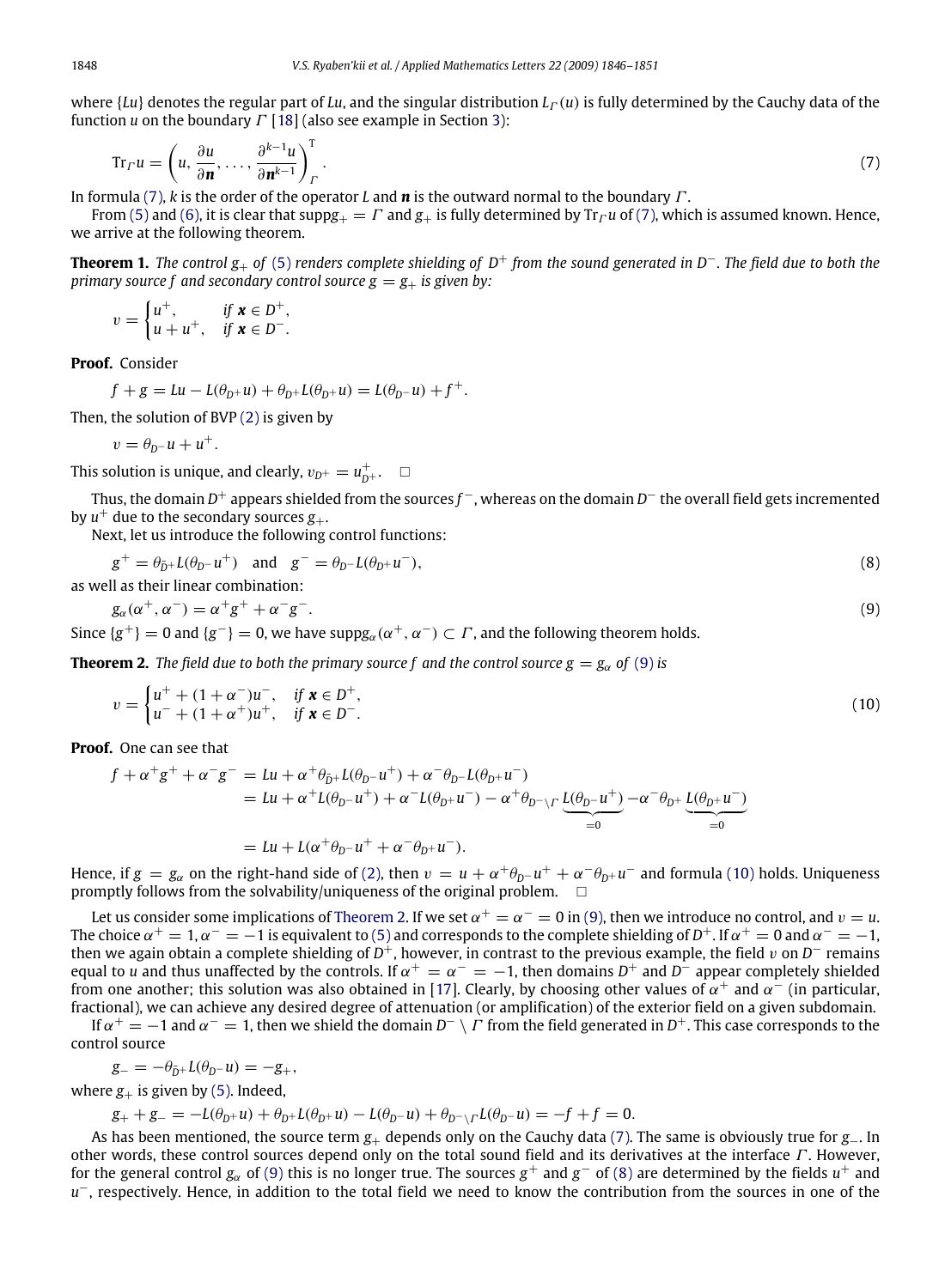where $\{Lu\}$ denotes the regular part of $Lu$, and the singular distribution $L_\Gamma(u)$ is fully determined by the Cauchy data of the function $u$ on the boundary $\Gamma$ [18] (also see example in Section 3):

$$\mathrm{Tr}_\Gamma u = \left( u, \frac{\partial u}{\partial \boldsymbol{n}}, \ldots, \frac{\partial^{k-1} u}{\partial \boldsymbol{n}^{k-1}} \right)^{\mathrm{T}}_{\Gamma}. \tag{7}$$

In formula (7), $k$ is the order of the operator $L$ and $\boldsymbol{n}$ is the outward normal to the boundary $\Gamma$.

From (5) and (6), it is clear that $\mathrm{supp} g_+ = \Gamma$ and $g_+$ is fully determined by $\mathrm{Tr}_\Gamma u$ of (7), which is assumed known. Hence, we arrive at the following theorem.

**Theorem 1.** *The control $g_+$ of (5) renders complete shielding of $D^+$ from the sound generated in $D^-$. The field due to both the primary source $f$ and secondary control source $g = g_+$ is given by:*

$$v = \begin{cases} u^+, & \text{if } \boldsymbol{x} \in D^+, \\ u + u^+, & \text{if } \boldsymbol{x} \in D^-. \end{cases}$$

**Proof.** Consider

$$f + g = Lu - L(\theta_{D^+} u) + \theta_{D^+} L(\theta_{D^+} u) = L(\theta_{D^-} u) + f^+.$$

Then, the solution of BVP (2) is given by

$$v = \theta_{D^-} u + u^+.$$

This solution is unique, and clearly, $v_{D^+} = u^+_{D^+}$. $\square$

Thus, the domain $D^+$ appears shielded from the sources $f^-$, whereas on the domain $D^-$ the overall field gets incremented by $u^+$ due to the secondary sources $g_+$.

Next, let us introduce the following control functions:

$$g^+ = \theta_{\bar{D}^+} L(\theta_{D^-} u^+) \quad \text{and} \quad g^- = \theta_{D^-} L(\theta_{D^+} u^-), \tag{8}$$

as well as their linear combination:

$$g_\alpha(\alpha^+, \alpha^-) = \alpha^+ g^+ + \alpha^- g^-. \tag{9}$$

Since $\{g^+\} = 0$ and $\{g^-\} = 0$, we have $\mathrm{supp} g_\alpha(\alpha^+, \alpha^-) \subset \Gamma$, and the following theorem holds.

**Theorem 2.** *The field due to both the primary source $f$ and the control source $g = g_\alpha$ of (9) is*

$$v = \begin{cases} u^+ + (1 + \alpha^-) u^-, & \text{if } \boldsymbol{x} \in D^+, \\ u^- + (1 + \alpha^+) u^+, & \text{if } \boldsymbol{x} \in D^-. \end{cases} \tag{10}$$

**Proof.** One can see that

$$\begin{aligned} f + \alpha^+ g^+ + \alpha^- g^- &= Lu + \alpha^+ \theta_{\bar{D}^+} L(\theta_{D^-} u^+) + \alpha^- \theta_{D^-} L(\theta_{D^+} u^-) \\ &= Lu + \alpha^+ L(\theta_{D^-} u^+) + \alpha^- L(\theta_{D^+} u^-) - \alpha^+ \theta_{D^- \setminus \Gamma} \underbrace{L(\theta_{D^-} u^+)}_{=0} - \alpha^- \theta_{D^+} \underbrace{L(\theta_{D^+} u^-)}_{=0} \\ &= Lu + L(\alpha^+ \theta_{D^-} u^+ + \alpha^- \theta_{D^+} u^-). \end{aligned}$$

Hence, if $g = g_\alpha$ on the right-hand side of (2), then $v = u + \alpha^+ \theta_{D^-} u^+ + \alpha^- \theta_{D^+} u^-$ and formula (10) holds. Uniqueness promptly follows from the solvability/uniqueness of the original problem. $\square$

Let us consider some implications of Theorem 2. If we set $\alpha^+ = \alpha^- = 0$ in (9), then we introduce no control, and $v = u$. The choice $\alpha^+ = 1, \alpha^- = -1$ is equivalent to (5) and corresponds to the complete shielding of $D^+$. If $\alpha^+ = 0$ and $\alpha^- = -1$, then we again obtain a complete shielding of $D^+$, however, in contrast to the previous example, the field $v$ on $D^-$ remains equal to $u$ and thus unaffected by the controls. If $\alpha^+ = \alpha^- = -1$, then domains $D^+$ and $D^-$ appear completely shielded from one another; this solution was also obtained in [17]. Clearly, by choosing other values of $\alpha^+$ and $\alpha^-$ (in particular, fractional), we can achieve any desired degree of attenuation (or amplification) of the exterior field on a given subdomain.

If $\alpha^+ = -1$ and $\alpha^- = 1$, then we shield the domain $D^- \setminus \Gamma$ from the field generated in $D^+$. This case corresponds to the control source

$$g_- = -\theta_{\bar{D}^+} L(\theta_{D^-} u) = -g_+,$$

where $g_+$ is given by (5). Indeed,

$$g_+ + g_- = -L(\theta_{D^+} u) + \theta_{D^+} L(\theta_{D^+} u) - L(\theta_{D^-} u) + \theta_{D^- \setminus \Gamma} L(\theta_{D^-} u) = -f + f = 0.$$

As has been mentioned, the source term $g_+$ depends only on the Cauchy data (7). The same is obviously true for $g_-$. In other words, these control sources depend only on the total sound field and its derivatives at the interface $\Gamma$. However, for the general control $g_\alpha$ of (9) this is no longer true. The sources $g^+$ and $g^-$ of (8) are determined by the fields $u^+$ and $u^-$, respectively. Hence, in addition to the total field we need to know the contribution from the sources in one of the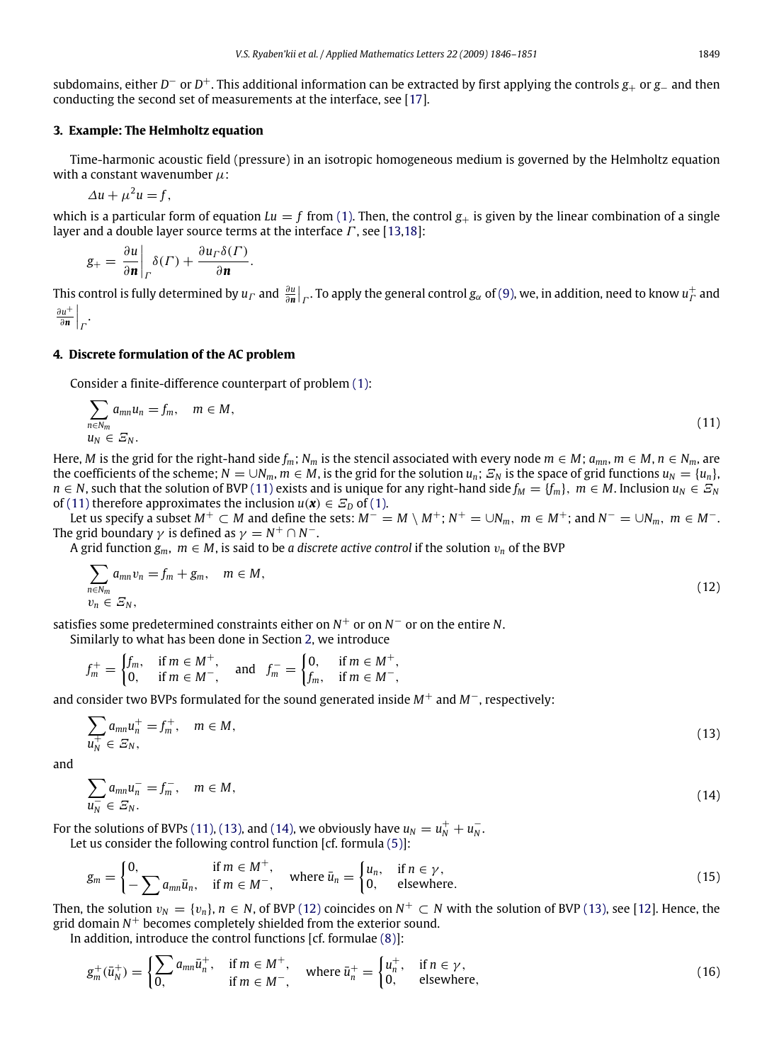subdomains, either $D^-$ or $D^+$. This additional information can be extracted by first applying the controls $g_+$ or $g_-$ and then conducting the second set of measurements at the interface, see [17].

## 3. Example: The Helmholtz equation

Time-harmonic acoustic field (pressure) in an isotropic homogeneous medium is governed by the Helmholtz equation with a constant wavenumber $\mu$:

$$\Delta u + \mu^2 u = f,$$

which is a particular form of equation $Lu = f$ from (1). Then, the control $g_+$ is given by the linear combination of a single layer and a double layer source terms at the interface $\Gamma$, see [13,18]:

$$g_+ = \left.\frac{\partial u}{\partial \boldsymbol{n}}\right|_{\Gamma} \delta(\Gamma) + \frac{\partial u_\Gamma \delta(\Gamma)}{\partial \boldsymbol{n}}.$$

This control is fully determined by $u_\Gamma$ and $\left.\frac{\partial u}{\partial \boldsymbol{n}}\right|_{\Gamma}$. To apply the general control $g_\alpha$ of (9), we, in addition, need to know $u^+_\Gamma$ and $\left.\frac{\partial u^+}{\partial \boldsymbol{n}}\right|_{\Gamma}$.

## 4. Discrete formulation of the AC problem

Consider a finite-difference counterpart of problem (1):

$$\sum_{n \in N_m} a_{mn} u_n = f_m, \quad m \in M, \qquad u_N \in \Xi_N. \tag{11}$$

Here, $M$ is the grid for the right-hand side $f_m$; $N_m$ is the stencil associated with every node $m \in M$; $a_{mn}$, $m \in M$, $n \in N_m$, are the coefficients of the scheme; $N = \cup N_m$, $m \in M$, is the grid for the solution $u_n$; $\Xi_N$ is the space of grid functions $u_N = \{u_n\}$, $n \in N$, such that the solution of BVP (11) exists and is unique for any right-hand side $f_M = \{f_m\}$, $m \in M$. Inclusion $u_N \in \Xi_N$ of (11) therefore approximates the inclusion $u(\boldsymbol{x}) \in \Xi_D$ of (1).

Let us specify a subset $M^+ \subset M$ and define the sets: $M^- = M \setminus M^+$; $N^+ = \cup N_m$, $m \in M^+$; and $N^- = \cup N_m$, $m \in M^-$. The grid boundary $\gamma$ is defined as $\gamma = N^+ \cap N^-$.

A grid function $g_m$, $m \in M$, is said to be *a discrete active control* if the solution $v_n$ of the BVP

$$\sum_{n \in N_m} a_{mn} v_n = f_m + g_m, \quad m \in M, \qquad v_n \in \Xi_N, \tag{12}$$

satisfies some predetermined constraints either on $N^+$ or on $N^-$ or on the entire $N$.

Similarly to what has been done in Section 2, we introduce

$$f^+_m = \begin{cases} f_m, & \text{if } m \in M^+, \\ 0, & \text{if } m \in M^-, \end{cases} \quad \text{and} \quad f^-_m = \begin{cases} 0, & \text{if } m \in M^+, \\ f_m, & \text{if } m \in M^-, \end{cases}$$

and consider two BVPs formulated for the sound generated inside $M^+$ and $M^-$, respectively:

$$\sum a_{mn} u^+_n = f^+_m, \quad m \in M, \qquad u^+_N \in \Xi_N, \tag{13}$$

and

$$\sum a_{mn} u^-_n = f^-_m, \quad m \in M, \qquad u^-_N \in \Xi_N. \tag{14}$$

For the solutions of BVPs (11), (13), and (14), we obviously have $u_N = u^+_N + u^-_N$.

Let us consider the following control function [cf. formula (5)]:

$$g_m = \begin{cases} 0, & \text{if } m \in M^+, \\ -\sum a_{mn} \bar{u}_n, & \text{if } m \in M^-, \end{cases} \quad \text{where } \bar{u}_n = \begin{cases} u_n, & \text{if } n \in \gamma, \\ 0, & \text{elsewhere}. \end{cases} \tag{15}$$

Then, the solution $v_N = \{v_n\}$, $n \in N$, of BVP (12) coincides on $N^+ \subset N$ with the solution of BVP (13), see [12]. Hence, the grid domain $N^+$ becomes completely shielded from the exterior sound.

In addition, introduce the control functions [cf. formulae (8)]:

$$g^+_m(\bar{u}^+_N) = \begin{cases} \sum a_{mn} \bar{u}^+_n, & \text{if } m \in M^+, \\ 0, & \text{if } m \in M^-, \end{cases} \quad \text{where } \bar{u}^+_n = \begin{cases} u^+_n, & \text{if } n \in \gamma, \\ 0, & \text{elsewhere}, \end{cases} \tag{16}$$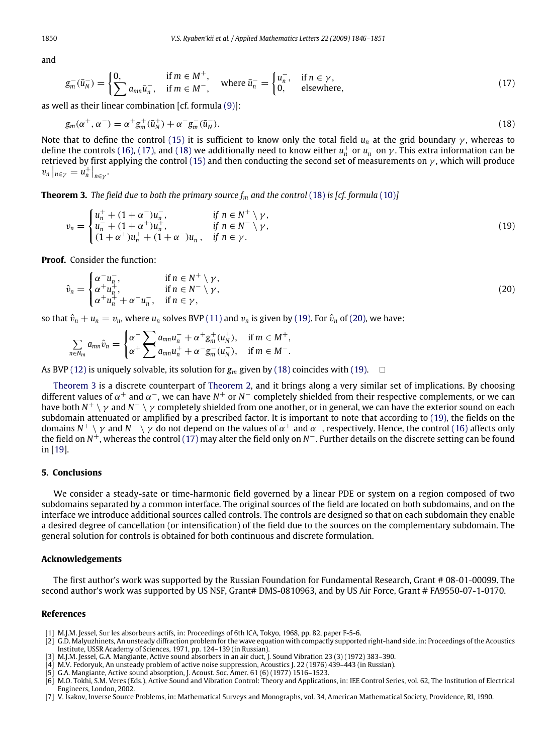and

$$g_m^-(\bar{u}_N^-) = \begin{cases} 0, & \text{if } m \in M^+, \\ \sum a_{mn}\bar{u}_n^-, & \text{if } m \in M^-, \end{cases} \quad \text{where } \bar{u}_n^- = \begin{cases} u_n^-, & \text{if } n \in \gamma, \\ 0, & \text{elsewhere}, \end{cases} \tag{17}$$

as well as their linear combination [cf. formula (9)]:

$$g_m(\alpha^+, \alpha^-) = \alpha^+ g_m^+(\bar{u}_N^+) + \alpha^- g_m^-(\bar{u}_N^-). \tag{18}$$

Note that to define the control (15) it is sufficient to know only the total field $u_n$ at the grid boundary $\gamma$, whereas to define the controls (16), (17), and (18) we additionally need to know either $u_n^+$ or $u_n^-$ on $\gamma$. This extra information can be retrieved by first applying the control (15) and then conducting the second set of measurements on $\gamma$, which will produce $v_n\big|_{n\in\gamma} = u_n^+\big|_{n\in\gamma}$.

**Theorem 3.** *The field due to both the primary source $f_m$ and the control (18) is [cf. formula (10)]*

$$v_n = \begin{cases} u_n^+ + (1+\alpha^-)u_n^-, & \text{if } n \in N^+ \setminus \gamma, \\ u_n^- + (1+\alpha^+)u_n^+, & \text{if } n \in N^- \setminus \gamma, \\ (1+\alpha^+)u_n^+ + (1+\alpha^-)u_n^-, & \text{if } n \in \gamma. \end{cases} \tag{19}$$

**Proof.** Consider the function:

$$\hat{v}_n = \begin{cases} \alpha^- u_n^-, & \text{if } n \in N^+ \setminus \gamma, \\ \alpha^+ u_n^+, & \text{if } n \in N^- \setminus \gamma, \\ \alpha^+ u_n^+ + \alpha^- u_n^-, & \text{if } n \in \gamma, \end{cases} \tag{20}$$

so that $\hat{v}_n + u_n = v_n$, where $u_n$ solves BVP (11) and $v_n$ is given by (19). For $\hat{v}_n$ of (20), we have:

$$\sum_{n\in N_m} a_{mn}\hat{v}_n = \begin{cases} \alpha^- \sum a_{mn}u_n^- + \alpha^+ g_m^+(u_N^+), & \text{if } m \in M^+, \\ \alpha^+ \sum a_{mn}u_n^+ + \alpha^- g_m^-(u_N^-), & \text{if } m \in M^-. \end{cases}$$

As BVP (12) is uniquely solvable, its solution for $g_m$ given by (18) coincides with (19). □

Theorem 3 is a discrete counterpart of Theorem 2, and it brings along a very similar set of implications. By choosing different values of $\alpha^+$ and $\alpha^-$, we can have $N^+$ or $N^-$ completely shielded from their respective complements, or we can have both $N^+ \setminus \gamma$ and $N^- \setminus \gamma$ completely shielded from one another, or in general, we can have the exterior sound on each subdomain attenuated or amplified by a prescribed factor. It is important to note that according to (19), the fields on the domains $N^+ \setminus \gamma$ and $N^- \setminus \gamma$ do not depend on the values of $\alpha^+$ and $\alpha^-$, respectively. Hence, the control (16) affects only the field on $N^+$, whereas the control (17) may alter the field only on $N^-$. Further details on the discrete setting can be found in [19].

## 5. Conclusions

We consider a steady-sate or time-harmonic field governed by a linear PDE or system on a region composed of two subdomains separated by a common interface. The original sources of the field are located on both subdomains, and on the interface we introduce additional sources called controls. The controls are designed so that on each subdomain they enable a desired degree of cancellation (or intensification) of the field due to the sources on the complementary subdomain. The general solution for controls is obtained for both continuous and discrete formulation.

## Acknowledgements

The first author's work was supported by the Russian Foundation for Fundamental Research, Grant # 08-01-00099. The second author's work was supported by US NSF, Grant# DMS-0810963, and by US Air Force, Grant # FA9550-07-1-0170.

## References

[1] M.J.M. Jessel, Sur les absorbeurs actifs, in: Proceedings of 6th ICA, Tokyo, 1968, pp. 82, paper F-5-6.
[2] G.D. Malyuzhinets, An unsteady diffraction problem for the wave equation with compactly supported right-hand side, in: Proceedings of the Acoustics Institute, USSR Academy of Sciences, 1971, pp. 124–139 (in Russian).
[3] M.J.M. Jessel, G.A. Mangiante, Active sound absorbers in an air duct, J. Sound Vibration 23 (3) (1972) 383–390.
[4] M.V. Fedoryuk, An unsteady problem of active noise suppression, Acoustics J. 22 (1976) 439–443 (in Russian).
[5] G.A. Mangiante, Active sound absorption, J. Acoust. Soc. Amer. 61 (6) (1977) 1516–1523.
[6] M.O. Tokhi, S.M. Veres (Eds.), Active Sound and Vibration Control: Theory and Applications, in: IEE Control Series, vol. 62, The Institution of Electrical Engineers, London, 2002.
[7] V. Isakov, Inverse Source Problems, in: Mathematical Surveys and Monographs, vol. 34, American Mathematical Society, Providence, RI, 1990.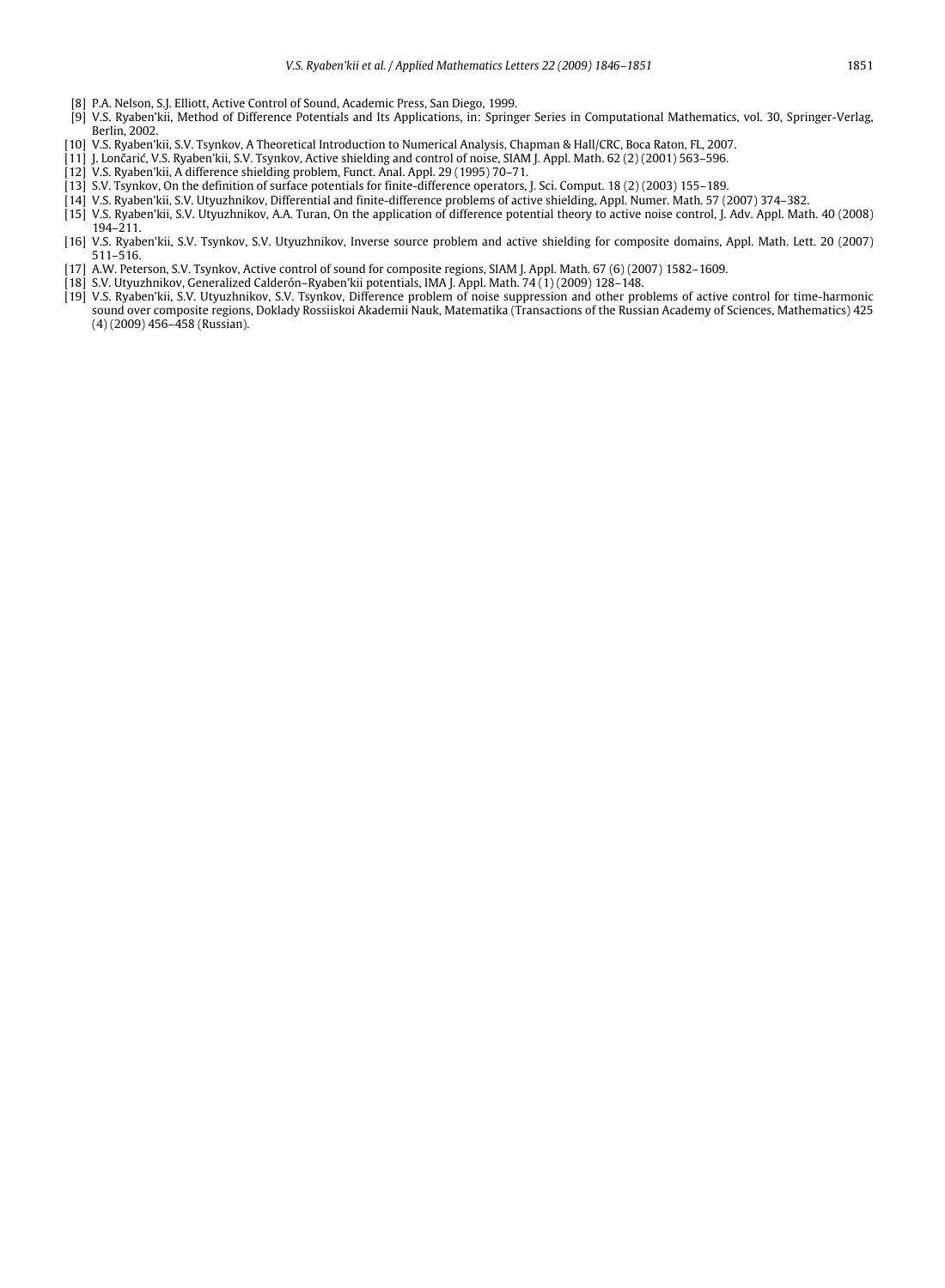[8] P.A. Nelson, S.J. Elliott, Active Control of Sound, Academic Press, San Diego, 1999.

[9] V.S. Ryaben'kii, Method of Difference Potentials and Its Applications, in: Springer Series in Computational Mathematics, vol. 30, Springer-Verlag, Berlin, 2002.

[10] V.S. Ryaben'kii, S.V. Tsynkov, A Theoretical Introduction to Numerical Analysis, Chapman & Hall/CRC, Boca Raton, FL, 2007.

[11] J. Lončarić, V.S. Ryaben'kii, S.V. Tsynkov, Active shielding and control of noise, SIAM J. Appl. Math. 62 (2) (2001) 563–596.

[12] V.S. Ryaben'kii, A difference shielding problem, Funct. Anal. Appl. 29 (1995) 70–71.

[13] S.V. Tsynkov, On the definition of surface potentials for finite-difference operators, J. Sci. Comput. 18 (2) (2003) 155–189.

[14] V.S. Ryaben'kii, S.V. Utyuzhnikov, Differential and finite-difference problems of active shielding, Appl. Numer. Math. 57 (2007) 374–382.

[15] V.S. Ryaben'kii, S.V. Utyuzhnikov, A.A. Turan, On the application of difference potential theory to active noise control, J. Adv. Appl. Math. 40 (2008) 194–211.

[16] V.S. Ryaben'kii, S.V. Tsynkov, S.V. Utyuzhnikov, Inverse source problem and active shielding for composite domains, Appl. Math. Lett. 20 (2007) 511–516.

[17] A.W. Peterson, S.V. Tsynkov, Active control of sound for composite regions, SIAM J. Appl. Math. 67 (6) (2007) 1582–1609.

[18] S.V. Utyuzhnikov, Generalized Calderón–Ryaben'kii potentials, IMA J. Appl. Math. 74 (1) (2009) 128–148.

[19] V.S. Ryaben'kii, S.V. Utyuzhnikov, S.V. Tsynkov, Difference problem of noise suppression and other problems of active control for time-harmonic sound over composite regions, Doklady Rossiiskoi Akademii Nauk, Matematika (Transactions of the Russian Academy of Sciences, Mathematics) 425 (4) (2009) 456–458 (Russian).